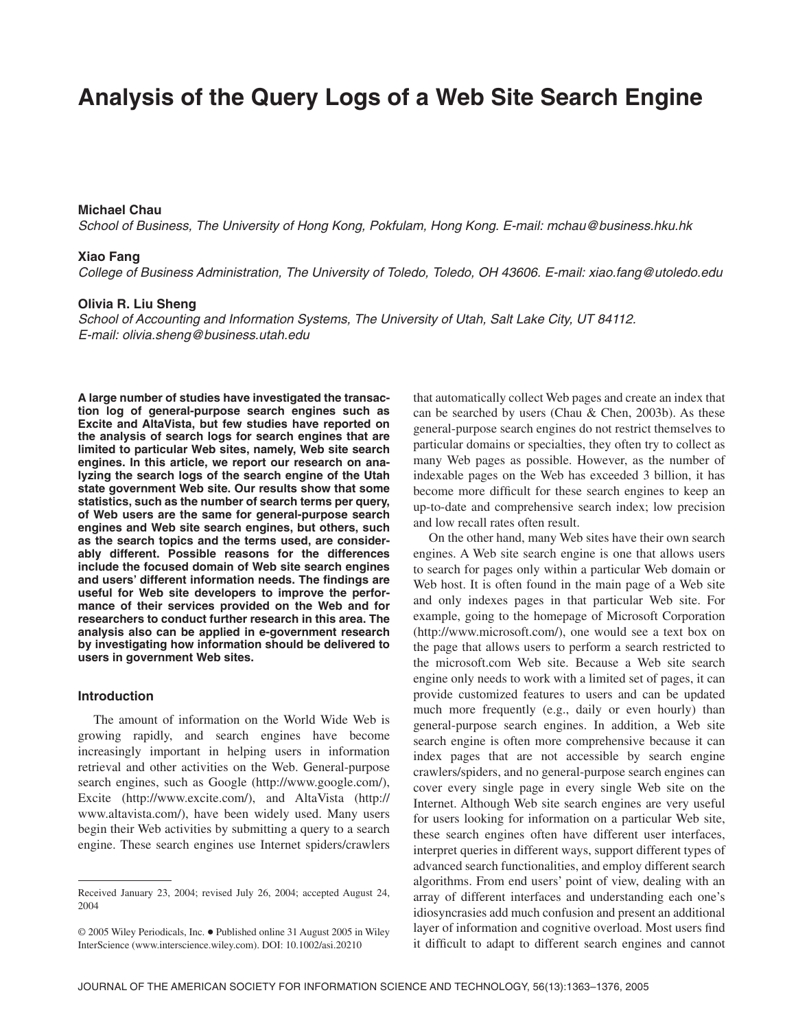# Analysis of the Query Logs of a Web Site Search Engine

**Michael Chau**

*School of Business, The University of Hong Kong, Pokfulam, Hong Kong. E-mail: mchau@business.hku.hk*

**Xiao Fang**

*College of Business Administration, The University of Toledo, Toledo, OH 43606. E-mail: xiao.fang@utoledo.edu*

**Olivia R. Liu Sheng**

*School of Accounting and Information Systems, The University of Utah, Salt Lake City, UT 84112. E-mail: olivia.sheng@business.utah.edu*

**A large number of studies have investigated the transaction log of general-purpose search engines such as Excite and AltaVista, but few studies have reported on the analysis of search logs for search engines that are limited to particular Web sites, namely, Web site search engines. In this article, we report our research on analyzing the search logs of the search engine of the Utah state government Web site. Our results show that some statistics, such as the number of search terms per query, of Web users are the same for general-purpose search engines and Web site search engines, but others, such as the search topics and the terms used, are considerably different. Possible reasons for the differences include the focused domain of Web site search engines and users' different information needs. The findings are useful for Web site developers to improve the performance of their services provided on the Web and for researchers to conduct further research in this area. The analysis also can be applied in e-government research by investigating how information should be delivered to users in government Web sites.**

## Introduction

The amount of information on the World Wide Web is growing rapidly, and search engines have become increasingly important in helping users in information retrieval and other activities on the Web. General-purpose search engines, such as Google (http://www.google.com/), Excite (http://www.excite.com/), and AltaVista (http://www.altavista.com/), have been widely used. Many users begin their Web activities by submitting a query to a search engine. These search engines use Internet spiders/crawlers that automatically collect Web pages and create an index that can be searched by users (Chau & Chen, 2003b). As these general-purpose search engines do not restrict themselves to particular domains or specialties, they often try to collect as many Web pages as possible. However, as the number of indexable pages on the Web has exceeded 3 billion, it has become more difficult for these search engines to keep an up-to-date and comprehensive search index; low precision and low recall rates often result.

On the other hand, many Web sites have their own search engines. A Web site search engine is one that allows users to search for pages only within a particular Web domain or Web host. It is often found in the main page of a Web site and only indexes pages in that particular Web site. For example, going to the homepage of Microsoft Corporation (http://www.microsoft.com/), one would see a text box on the page that allows users to perform a search restricted to the microsoft.com Web site. Because a Web site search engine only needs to work with a limited set of pages, it can provide customized features to users and can be updated much more frequently (e.g., daily or even hourly) than general-purpose search engines. In addition, a Web site search engine is often more comprehensive because it can index pages that are not accessible by search engine crawlers/spiders, and no general-purpose search engines can cover every single page in every single Web site on the Internet. Although Web site search engines are very useful for users looking for information on a particular Web site, these search engines often have different user interfaces, interpret queries in different ways, support different types of advanced search functionalities, and employ different search algorithms. From end users' point of view, dealing with an array of different interfaces and understanding each one's idiosyncrasies add much confusion and present an additional layer of information and cognitive overload. Most users find it difficult to adapt to different search engines and cannot

---

Received January 23, 2004; revised July 26, 2004; accepted August 24, 2004

© 2005 Wiley Periodicals, Inc. • Published online 31 August 2005 in Wiley InterScience (www.interscience.wiley.com). DOI: 10.1002/asi.20210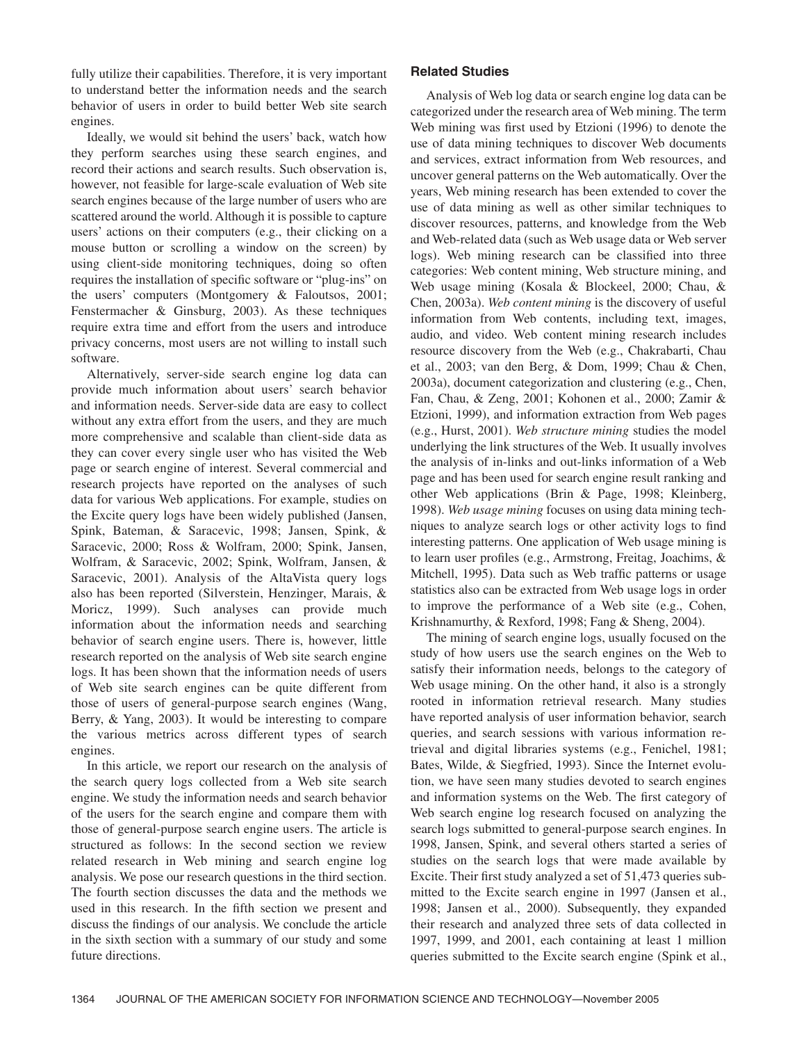fully utilize their capabilities. Therefore, it is very important to understand better the information needs and the search behavior of users in order to build better Web site search engines.

Ideally, we would sit behind the users' back, watch how they perform searches using these search engines, and record their actions and search results. Such observation is, however, not feasible for large-scale evaluation of Web site search engines because of the large number of users who are scattered around the world. Although it is possible to capture users' actions on their computers (e.g., their clicking on a mouse button or scrolling a window on the screen) by using client-side monitoring techniques, doing so often requires the installation of specific software or "plug-ins" on the users' computers (Montgomery & Faloutsos, 2001; Fenstermacher & Ginsburg, 2003). As these techniques require extra time and effort from the users and introduce privacy concerns, most users are not willing to install such software.

Alternatively, server-side search engine log data can provide much information about users' search behavior and information needs. Server-side data are easy to collect without any extra effort from the users, and they are much more comprehensive and scalable than client-side data as they can cover every single user who has visited the Web page or search engine of interest. Several commercial and research projects have reported on the analyses of such data for various Web applications. For example, studies on the Excite query logs have been widely published (Jansen, Spink, Bateman, & Saracevic, 1998; Jansen, Spink, & Saracevic, 2000; Ross & Wolfram, 2000; Spink, Jansen, Wolfram, & Saracevic, 2002; Spink, Wolfram, Jansen, & Saracevic, 2001). Analysis of the AltaVista query logs also has been reported (Silverstein, Henzinger, Marais, & Moricz, 1999). Such analyses can provide much information about the information needs and searching behavior of search engine users. There is, however, little research reported on the analysis of Web site search engine logs. It has been shown that the information needs of users of Web site search engines can be quite different from those of users of general-purpose search engines (Wang, Berry, & Yang, 2003). It would be interesting to compare the various metrics across different types of search engines.

In this article, we report our research on the analysis of the search query logs collected from a Web site search engine. We study the information needs and search behavior of the users for the search engine and compare them with those of general-purpose search engine users. The article is structured as follows: In the second section we review related research in Web mining and search engine log analysis. We pose our research questions in the third section. The fourth section discusses the data and the methods we used in this research. In the fifth section we present and discuss the findings of our analysis. We conclude the article in the sixth section with a summary of our study and some future directions.

## Related Studies

Analysis of Web log data or search engine log data can be categorized under the research area of Web mining. The term Web mining was first used by Etzioni (1996) to denote the use of data mining techniques to discover Web documents and services, extract information from Web resources, and uncover general patterns on the Web automatically. Over the years, Web mining research has been extended to cover the use of data mining as well as other similar techniques to discover resources, patterns, and knowledge from the Web and Web-related data (such as Web usage data or Web server logs). Web mining research can be classified into three categories: Web content mining, Web structure mining, and Web usage mining (Kosala & Blockeel, 2000; Chau, & Chen, 2003a). *Web content mining* is the discovery of useful information from Web contents, including text, images, audio, and video. Web content mining research includes resource discovery from the Web (e.g., Chakrabarti, Chau et al., 2003; van den Berg, & Dom, 1999; Chau & Chen, 2003a), document categorization and clustering (e.g., Chen, Fan, Chau, & Zeng, 2001; Kohonen et al., 2000; Zamir & Etzioni, 1999), and information extraction from Web pages (e.g., Hurst, 2001). *Web structure mining* studies the model underlying the link structures of the Web. It usually involves the analysis of in-links and out-links information of a Web page and has been used for search engine result ranking and other Web applications (Brin & Page, 1998; Kleinberg, 1998). *Web usage mining* focuses on using data mining techniques to analyze search logs or other activity logs to find interesting patterns. One application of Web usage mining is to learn user profiles (e.g., Armstrong, Freitag, Joachims, & Mitchell, 1995). Data such as Web traffic patterns or usage statistics also can be extracted from Web usage logs in order to improve the performance of a Web site (e.g., Cohen, Krishnamurthy, & Rexford, 1998; Fang & Sheng, 2004).

The mining of search engine logs, usually focused on the study of how users use the search engines on the Web to satisfy their information needs, belongs to the category of Web usage mining. On the other hand, it also is a strongly rooted in information retrieval research. Many studies have reported analysis of user information behavior, search queries, and search sessions with various information retrieval and digital libraries systems (e.g., Fenichel, 1981; Bates, Wilde, & Siegfried, 1993). Since the Internet evolution, we have seen many studies devoted to search engines and information systems on the Web. The first category of Web search engine log research focused on analyzing the search logs submitted to general-purpose search engines. In 1998, Jansen, Spink, and several others started a series of studies on the search logs that were made available by Excite. Their first study analyzed a set of 51,473 queries submitted to the Excite search engine in 1997 (Jansen et al., 1998; Jansen et al., 2000). Subsequently, they expanded their research and analyzed three sets of data collected in 1997, 1999, and 2001, each containing at least 1 million queries submitted to the Excite search engine (Spink et al.,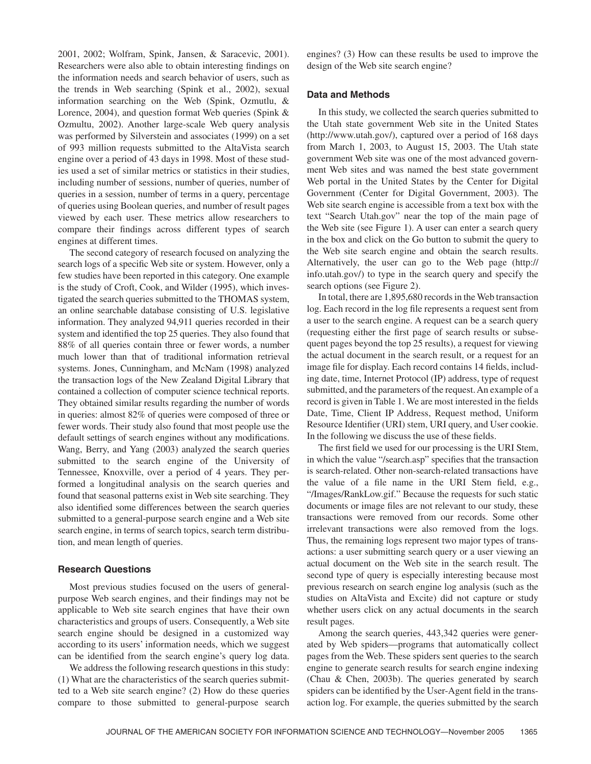2001, 2002; Wolfram, Spink, Jansen, & Saracevic, 2001). Researchers were also able to obtain interesting findings on the information needs and search behavior of users, such as the trends in Web searching (Spink et al., 2002), sexual information searching on the Web (Spink, Ozmutlu, & Lorence, 2004), and question format Web queries (Spink & Ozmultu, 2002). Another large-scale Web query analysis was performed by Silverstein and associates (1999) on a set of 993 million requests submitted to the AltaVista search engine over a period of 43 days in 1998. Most of these studies used a set of similar metrics or statistics in their studies, including number of sessions, number of queries, number of queries in a session, number of terms in a query, percentage of queries using Boolean queries, and number of result pages viewed by each user. These metrics allow researchers to compare their findings across different types of search engines at different times.

The second category of research focused on analyzing the search logs of a specific Web site or system. However, only a few studies have been reported in this category. One example is the study of Croft, Cook, and Wilder (1995), which investigated the search queries submitted to the THOMAS system, an online searchable database consisting of U.S. legislative information. They analyzed 94,911 queries recorded in their system and identified the top 25 queries. They also found that 88% of all queries contain three or fewer words, a number much lower than that of traditional information retrieval systems. Jones, Cunningham, and McNam (1998) analyzed the transaction logs of the New Zealand Digital Library that contained a collection of computer science technical reports. They obtained similar results regarding the number of words in queries: almost 82% of queries were composed of three or fewer words. Their study also found that most people use the default settings of search engines without any modifications. Wang, Berry, and Yang (2003) analyzed the search queries submitted to the search engine of the University of Tennessee, Knoxville, over a period of 4 years. They performed a longitudinal analysis on the search queries and found that seasonal patterns exist in Web site searching. They also identified some differences between the search queries submitted to a general-purpose search engine and a Web site search engine, in terms of search topics, search term distribution, and mean length of queries.

## Research Questions

Most previous studies focused on the users of general-purpose Web search engines, and their findings may not be applicable to Web site search engines that have their own characteristics and groups of users. Consequently, a Web site search engine should be designed in a customized way according to its users' information needs, which we suggest can be identified from the search engine's query log data.

We address the following research questions in this study: (1) What are the characteristics of the search queries submitted to a Web site search engine? (2) How do these queries compare to those submitted to general-purpose search engines? (3) How can these results be used to improve the design of the Web site search engine?

## Data and Methods

In this study, we collected the search queries submitted to the Utah state government Web site in the United States (http://www.utah.gov/), captured over a period of 168 days from March 1, 2003, to August 15, 2003. The Utah state government Web site was one of the most advanced government Web sites and was named the best state government Web portal in the United States by the Center for Digital Government (Center for Digital Government, 2003). The Web site search engine is accessible from a text box with the text "Search Utah.gov" near the top of the main page of the Web site (see Figure 1). A user can enter a search query in the box and click on the Go button to submit the query to the Web site search engine and obtain the search results. Alternatively, the user can go to the Web page (http://info.utah.gov/) to type in the search query and specify the search options (see Figure 2).

In total, there are 1,895,680 records in the Web transaction log. Each record in the log file represents a request sent from a user to the search engine. A request can be a search query (requesting either the first page of search results or subsequent pages beyond the top 25 results), a request for viewing the actual document in the search result, or a request for an image file for display. Each record contains 14 fields, including date, time, Internet Protocol (IP) address, type of request submitted, and the parameters of the request. An example of a record is given in Table 1. We are most interested in the fields Date, Time, Client IP Address, Request method, Uniform Resource Identifier (URI) stem, URI query, and User cookie. In the following we discuss the use of these fields.

The first field we used for our processing is the URI Stem, in which the value "/search.asp" specifies that the transaction is search-related. Other non-search-related transactions have the value of a file name in the URI Stem field, e.g., "/Images/RankLow.gif." Because the requests for such static documents or image files are not relevant to our study, these transactions were removed from our records. Some other irrelevant transactions were also removed from the logs. Thus, the remaining logs represent two major types of transactions: a user submitting search query or a user viewing an actual document on the Web site in the search result. The second type of query is especially interesting because most previous research on search engine log analysis (such as the studies on AltaVista and Excite) did not capture or study whether users click on any actual documents in the search result pages.

Among the search queries, 443,342 queries were generated by Web spiders—programs that automatically collect pages from the Web. These spiders sent queries to the search engine to generate search results for search engine indexing (Chau & Chen, 2003b). The queries generated by search spiders can be identified by the User-Agent field in the transaction log. For example, the queries submitted by the search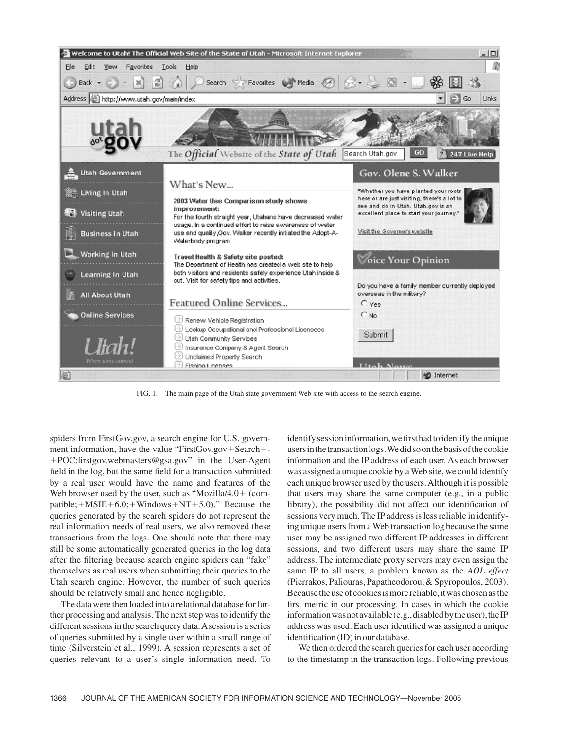FIG. 1. The main page of the Utah state government Web site with access to the search engine.

spiders from FirstGov.gov, a search engine for U.S. government information, have the value "FirstGov.gov+Search+-+POC:firstgov.webmasters@gsa.gov" in the User-Agent field in the log, but the same field for a transaction submitted by a real user would have the name and features of the Web browser used by the user, such as "Mozilla/4.0+ (compatible;+MSIE+6.0;+Windows+NT+5.0)." Because the queries generated by the search spiders do not represent the real information needs of real users, we also removed these transactions from the logs. One should note that there may still be some automatically generated queries in the log data after the filtering because search engine spiders can "fake" themselves as real users when submitting their queries to the Utah search engine. However, the number of such queries should be relatively small and hence negligible.

The data were then loaded into a relational database for further processing and analysis. The next step was to identify the different sessions in the search query data. A session is a series of queries submitted by a single user within a small range of time (Silverstein et al., 1999). A session represents a set of queries relevant to a user's single information need. To identify session information, we first had to identify the unique users in the transaction logs. We did so on the basis of the cookie information and the IP address of each user. As each browser was assigned a unique cookie by a Web site, we could identify each unique browser used by the users. Although it is possible that users may share the same computer (e.g., in a public library), the possibility did not affect our identification of sessions very much. The IP address is less reliable in identifying unique users from a Web transaction log because the same user may be assigned two different IP addresses in different sessions, and two different users may share the same IP address. The intermediate proxy servers may even assign the same IP to all users, a problem known as the *AOL effect* (Pierrakos, Paliouras, Papatheodorou, & Spyropoulos, 2003). Because the use of cookies is more reliable, it was chosen as the first metric in our processing. In cases in which the cookie information was not available (e.g., disabled by the user), the IP address was used. Each user identified was assigned a unique identification (ID) in our database.

We then ordered the search queries for each user according to the timestamp in the transaction logs. Following previous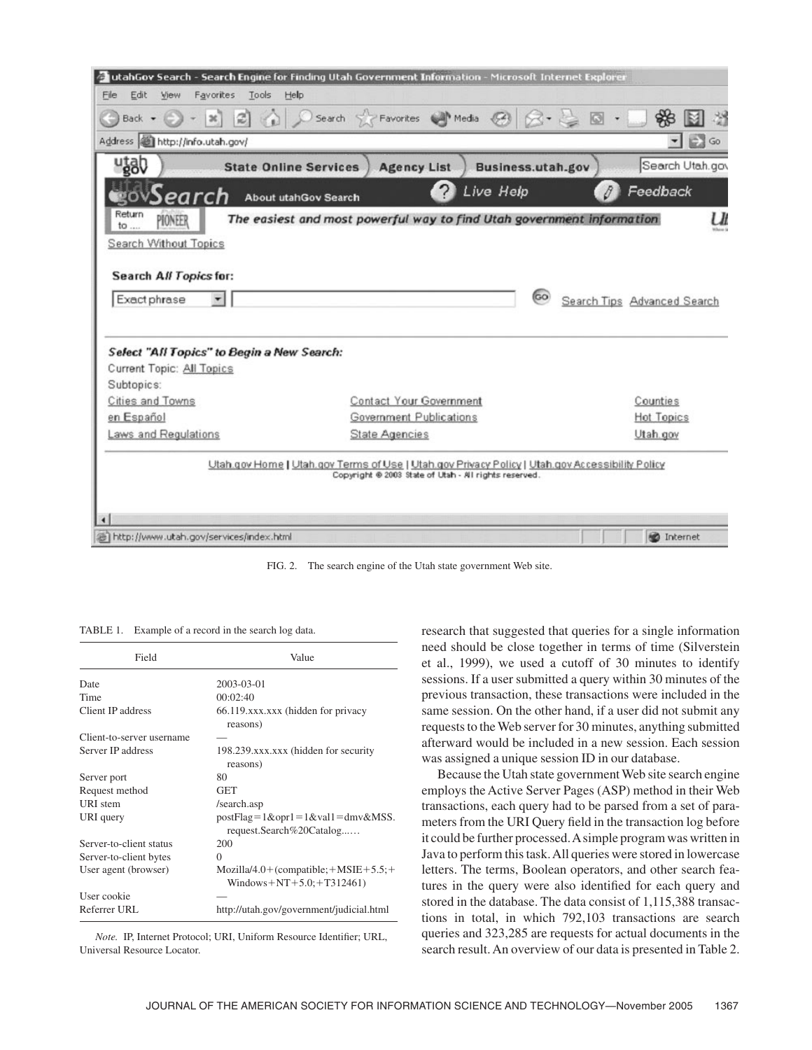FIG. 2. The search engine of the Utah state government Web site.

TABLE 1. Example of a record in the search log data.

| Field | Value |
|---|---|
| Date | 2003-03-01 |
| Time | 00:02:40 |
| Client IP address | 66.119.xxx.xxx (hidden for privacy reasons) |
| Client-to-server username | — |
| Server IP address | 198.239.xxx.xxx (hidden for security reasons) |
| Server port | 80 |
| Request method | GET |
| URI stem | /search.asp |
| URI query | postFlag=1&opr1=1&val1=dmv&MSS.request.Search%20Catalog..…. |
| Server-to-client status | 200 |
| Server-to-client bytes | 0 |
| User agent (browser) | Mozilla/4.0+(compatible;+MSIE+5.5;+Windows+NT+5.0;+T312461) |
| User cookie | — |
| Referrer URL | http://utah.gov/government/judicial.html |

*Note.* IP, Internet Protocol; URI, Uniform Resource Identifier; URL, Universal Resource Locator.

research that suggested that queries for a single information need should be close together in terms of time (Silverstein et al., 1999), we used a cutoff of 30 minutes to identify sessions. If a user submitted a query within 30 minutes of the previous transaction, these transactions were included in the same session. On the other hand, if a user did not submit any requests to the Web server for 30 minutes, anything submitted afterward would be included in a new session. Each session was assigned a unique session ID in our database.

Because the Utah state government Web site search engine employs the Active Server Pages (ASP) method in their Web transactions, each query had to be parsed from a set of parameters from the URI Query field in the transaction log before it could be further processed. A simple program was written in Java to perform this task. All queries were stored in lowercase letters. The terms, Boolean operators, and other search features in the query were also identified for each query and stored in the database. The data consist of 1,115,388 transactions in total, in which 792,103 transactions are search queries and 323,285 are requests for actual documents in the search result. An overview of our data is presented in Table 2.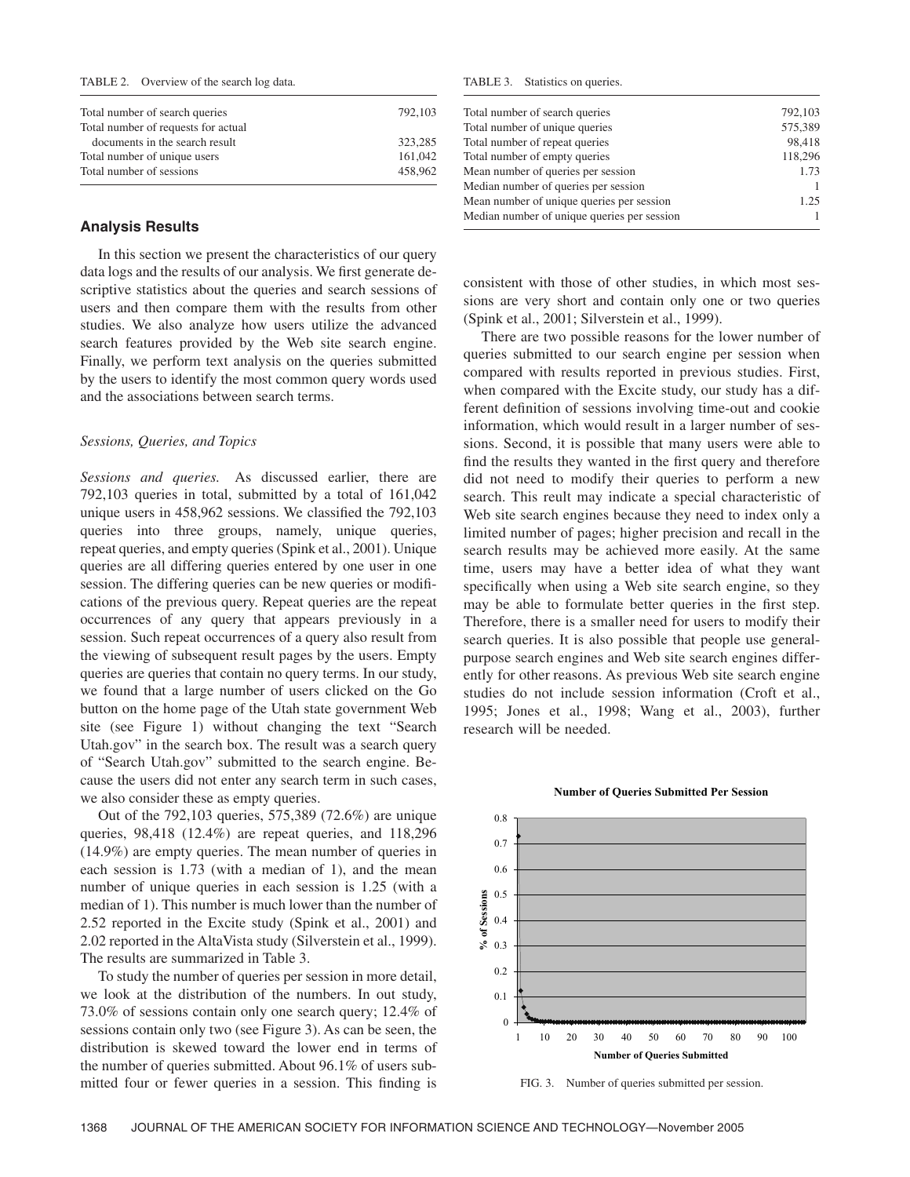TABLE 2. Overview of the search log data.

| | |
|---|---|
| Total number of search queries | 792,103 |
| Total number of requests for actual documents in the search result | 323,285 |
| Total number of unique users | 161,042 |
| Total number of sessions | 458,962 |

## Analysis Results

In this section we present the characteristics of our query data logs and the results of our analysis. We first generate descriptive statistics about the queries and search sessions of users and then compare them with the results from other studies. We also analyze how users utilize the advanced search features provided by the Web site search engine. Finally, we perform text analysis on the queries submitted by the users to identify the most common query words used and the associations between search terms.

### *Sessions, Queries, and Topics*

*Sessions and queries.* As discussed earlier, there are 792,103 queries in total, submitted by a total of 161,042 unique users in 458,962 sessions. We classified the 792,103 queries into three groups, namely, unique queries, repeat queries, and empty queries (Spink et al., 2001). Unique queries are all differing queries entered by one user in one session. The differing queries can be new queries or modifications of the previous query. Repeat queries are the repeat occurrences of any query that appears previously in a session. Such repeat occurrences of a query also result from the viewing of subsequent result pages by the users. Empty queries are queries that contain no query terms. In our study, we found that a large number of users clicked on the Go button on the home page of the Utah state government Web site (see Figure 1) without changing the text "Search Utah.gov" in the search box. The result was a search query of "Search Utah.gov" submitted to the search engine. Because the users did not enter any search term in such cases, we also consider these as empty queries.

Out of the 792,103 queries, 575,389 (72.6%) are unique queries, 98,418 (12.4%) are repeat queries, and 118,296 (14.9%) are empty queries. The mean number of queries in each session is 1.73 (with a median of 1), and the mean number of unique queries in each session is 1.25 (with a median of 1). This number is much lower than the number of 2.52 reported in the Excite study (Spink et al., 2001) and 2.02 reported in the AltaVista study (Silverstein et al., 1999). The results are summarized in Table 3.

To study the number of queries per session in more detail, we look at the distribution of the numbers. In out study, 73.0% of sessions contain only one search query; 12.4% of sessions contain only two (see Figure 3). As can be seen, the distribution is skewed toward the lower end in terms of the number of queries submitted. About 96.1% of users submitted four or fewer queries in a session. This finding is consistent with those of other studies, in which most sessions are very short and contain only one or two queries (Spink et al., 2001; Silverstein et al., 1999).

TABLE 3. Statistics on queries.

| | |
|---|---|
| Total number of search queries | 792,103 |
| Total number of unique queries | 575,389 |
| Total number of repeat queries | 98,418 |
| Total number of empty queries | 118,296 |
| Mean number of queries per session | 1.73 |
| Median number of queries per session | 1 |
| Mean number of unique queries per session | 1.25 |
| Median number of unique queries per session | 1 |

There are two possible reasons for the lower number of queries submitted to our search engine per session when compared with results reported in previous studies. First, when compared with the Excite study, our study has a different definition of sessions involving time-out and cookie information, which would result in a larger number of sessions. Second, it is possible that many users were able to find the results they wanted in the first query and therefore did not need to modify their queries to perform a new search. This reult may indicate a special characteristic of Web site search engines because they need to index only a limited number of pages; higher precision and recall in the search results may be achieved more easily. At the same time, users may have a better idea of what they want specifically when using a Web site search engine, so they may be able to formulate better queries in the first step. Therefore, there is a smaller need for users to modify their search queries. It is also possible that people use general-purpose search engines and Web site search engines differently for other reasons. As previous Web site search engine studies do not include session information (Croft et al., 1995; Jones et al., 1998; Wang et al., 2003), further research will be needed.

FIG. 3. Number of queries submitted per session.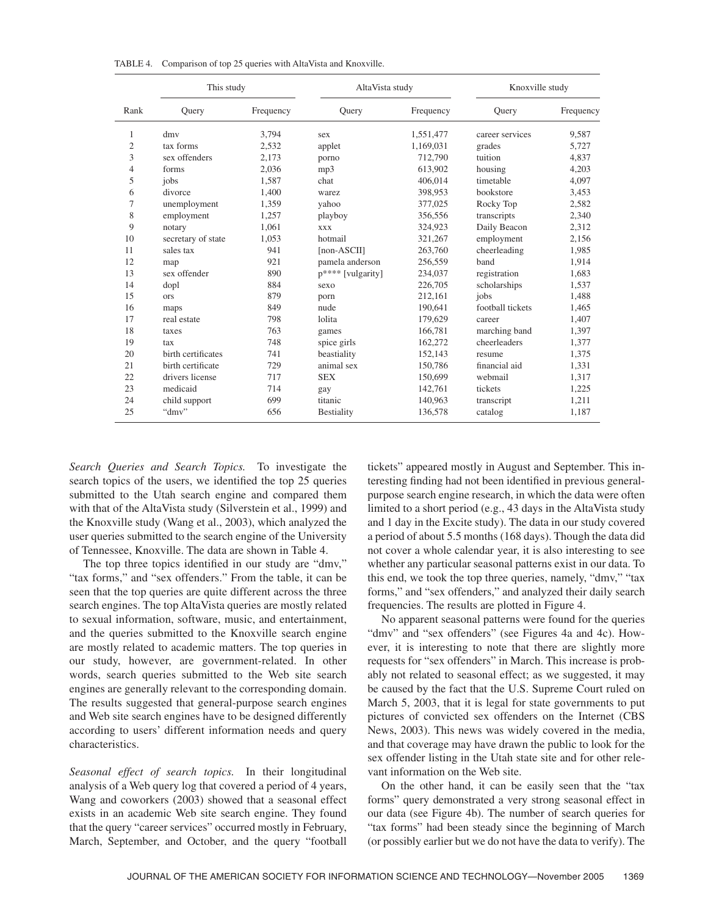TABLE 4. Comparison of top 25 queries with AltaVista and Knoxville.

| | This study | | AltaVista study | | Knoxville study | |
|---|---|---|---|---|---|---|
| Rank | Query | Frequency | Query | Frequency | Query | Frequency |
| 1 | dmv | 3,794 | sex | 1,551,477 | career services | 9,587 |
| 2 | tax forms | 2,532 | applet | 1,169,031 | grades | 5,727 |
| 3 | sex offenders | 2,173 | porno | 712,790 | tuition | 4,837 |
| 4 | forms | 2,036 | mp3 | 613,902 | housing | 4,203 |
| 5 | jobs | 1,587 | chat | 406,014 | timetable | 4,097 |
| 6 | divorce | 1,400 | warez | 398,953 | bookstore | 3,453 |
| 7 | unemployment | 1,359 | yahoo | 377,025 | Rocky Top | 2,582 |
| 8 | employment | 1,257 | playboy | 356,556 | transcripts | 2,340 |
| 9 | notary | 1,061 | xxx | 324,923 | Daily Beacon | 2,312 |
| 10 | secretary of state | 1,053 | hotmail | 321,267 | employment | 2,156 |
| 11 | sales tax | 941 | [non-ASCII] | 263,760 | cheerleading | 1,985 |
| 12 | map | 921 | pamela anderson | 256,559 | band | 1,914 |
| 13 | sex offender | 890 | p**** [vulgarity] | 234,037 | registration | 1,683 |
| 14 | dopl | 884 | sexo | 226,705 | scholarships | 1,537 |
| 15 | ors | 879 | porn | 212,161 | jobs | 1,488 |
| 16 | maps | 849 | nude | 190,641 | football tickets | 1,465 |
| 17 | real estate | 798 | lolita | 179,629 | career | 1,407 |
| 18 | taxes | 763 | games | 166,781 | marching band | 1,397 |
| 19 | tax | 748 | spice girls | 162,272 | cheerleaders | 1,377 |
| 20 | birth certificates | 741 | beastiality | 152,143 | resume | 1,375 |
| 21 | birth certificate | 729 | animal sex | 150,786 | financial aid | 1,331 |
| 22 | drivers license | 717 | SEX | 150,699 | webmail | 1,317 |
| 23 | medicaid | 714 | gay | 142,761 | tickets | 1,225 |
| 24 | child support | 699 | titanic | 140,963 | transcript | 1,211 |
| 25 | "dmv" | 656 | Bestiality | 136,578 | catalog | 1,187 |

*Search Queries and Search Topics.* To investigate the search topics of the users, we identified the top 25 queries submitted to the Utah search engine and compared them with that of the AltaVista study (Silverstein et al., 1999) and the Knoxville study (Wang et al., 2003), which analyzed the user queries submitted to the search engine of the University of Tennessee, Knoxville. The data are shown in Table 4.

The top three topics identified in our study are "dmv," "tax forms," and "sex offenders." From the table, it can be seen that the top queries are quite different across the three search engines. The top AltaVista queries are mostly related to sexual information, software, music, and entertainment, and the queries submitted to the Knoxville search engine are mostly related to academic matters. The top queries in our study, however, are government-related. In other words, search queries submitted to the Web site search engines are generally relevant to the corresponding domain. The results suggested that general-purpose search engines and Web site search engines have to be designed differently according to users' different information needs and query characteristics.

*Seasonal effect of search topics.* In their longitudinal analysis of a Web query log that covered a period of 4 years, Wang and coworkers (2003) showed that a seasonal effect exists in an academic Web site search engine. They found that the query "career services" occurred mostly in February, March, September, and October, and the query "football tickets" appeared mostly in August and September. This interesting finding had not been identified in previous general-purpose search engine research, in which the data were often limited to a short period (e.g., 43 days in the AltaVista study and 1 day in the Excite study). The data in our study covered a period of about 5.5 months (168 days). Though the data did not cover a whole calendar year, it is also interesting to see whether any particular seasonal patterns exist in our data. To this end, we took the top three queries, namely, "dmv," "tax forms," and "sex offenders," and analyzed their daily search frequencies. The results are plotted in Figure 4.

No apparent seasonal patterns were found for the queries "dmv" and "sex offenders" (see Figures 4a and 4c). However, it is interesting to note that there are slightly more requests for "sex offenders" in March. This increase is probably not related to seasonal effect; as we suggested, it may be caused by the fact that the U.S. Supreme Court ruled on March 5, 2003, that it is legal for state governments to put pictures of convicted sex offenders on the Internet (CBS News, 2003). This news was widely covered in the media, and that coverage may have drawn the public to look for the sex offender listing in the Utah state site and for other relevant information on the Web site.

On the other hand, it can be easily seen that the "tax forms" query demonstrated a very strong seasonal effect in our data (see Figure 4b). The number of search queries for "tax forms" had been steady since the beginning of March (or possibly earlier but we do not have the data to verify). The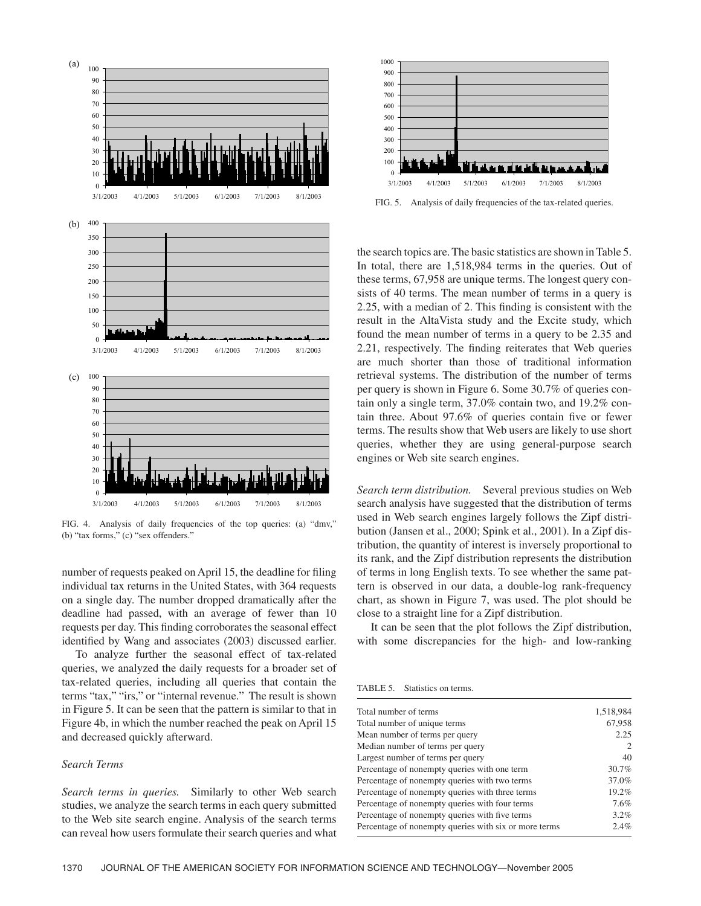FIG. 4. Analysis of daily frequencies of the top queries: (a) "dmv," (b) "tax forms," (c) "sex offenders."

FIG. 5. Analysis of daily frequencies of the tax-related queries.

number of requests peaked on April 15, the deadline for filing individual tax returns in the United States, with 364 requests on a single day. The number dropped dramatically after the deadline had passed, with an average of fewer than 10 requests per day. This finding corroborates the seasonal effect identified by Wang and associates (2003) discussed earlier.

To analyze further the seasonal effect of tax-related queries, we analyzed the daily requests for a broader set of tax-related queries, including all queries that contain the terms "tax," "irs," or "internal revenue." The result is shown in Figure 5. It can be seen that the pattern is similar to that in Figure 4b, in which the number reached the peak on April 15 and decreased quickly afterward.

### *Search Terms*

*Search terms in queries.* Similarly to other Web search studies, we analyze the search terms in each query submitted to the Web site search engine. Analysis of the search terms can reveal how users formulate their search queries and what the search topics are. The basic statistics are shown in Table 5. In total, there are 1,518,984 terms in the queries. Out of these terms, 67,958 are unique terms. The longest query consists of 40 terms. The mean number of terms in a query is 2.25, with a median of 2. This finding is consistent with the result in the AltaVista study and the Excite study, which found the mean number of terms in a query to be 2.35 and 2.21, respectively. The finding reiterates that Web queries are much shorter than those of traditional information retrieval systems. The distribution of the number of terms per query is shown in Figure 6. Some 30.7% of queries contain only a single term, 37.0% contain two, and 19.2% contain three. About 97.6% of queries contain five or fewer terms. The results show that Web users are likely to use short queries, whether they are using general-purpose search engines or Web site search engines.

*Search term distribution.* Several previous studies on Web search analysis have suggested that the distribution of terms used in Web search engines largely follows the Zipf distribution (Jansen et al., 2000; Spink et al., 2001). In a Zipf distribution, the quantity of interest is inversely proportional to its rank, and the Zipf distribution represents the distribution of terms in long English texts. To see whether the same pattern is observed in our data, a double-log rank-frequency chart, as shown in Figure 7, was used. The plot should be close to a straight line for a Zipf distribution.

It can be seen that the plot follows the Zipf distribution, with some discrepancies for the high- and low-ranking

TABLE 5. Statistics on terms.

| | |
|---|---|
| Total number of terms | 1,518,984 |
| Total number of unique terms | 67,958 |
| Mean number of terms per query | 2.25 |
| Median number of terms per query | 2 |
| Largest number of terms per query | 40 |
| Percentage of nonempty queries with one term | 30.7% |
| Percentage of nonempty queries with two terms | 37.0% |
| Percentage of nonempty queries with three terms | 19.2% |
| Percentage of nonempty queries with four terms | 7.6% |
| Percentage of nonempty queries with five terms | 3.2% |
| Percentage of nonempty queries with six or more terms | 2.4% |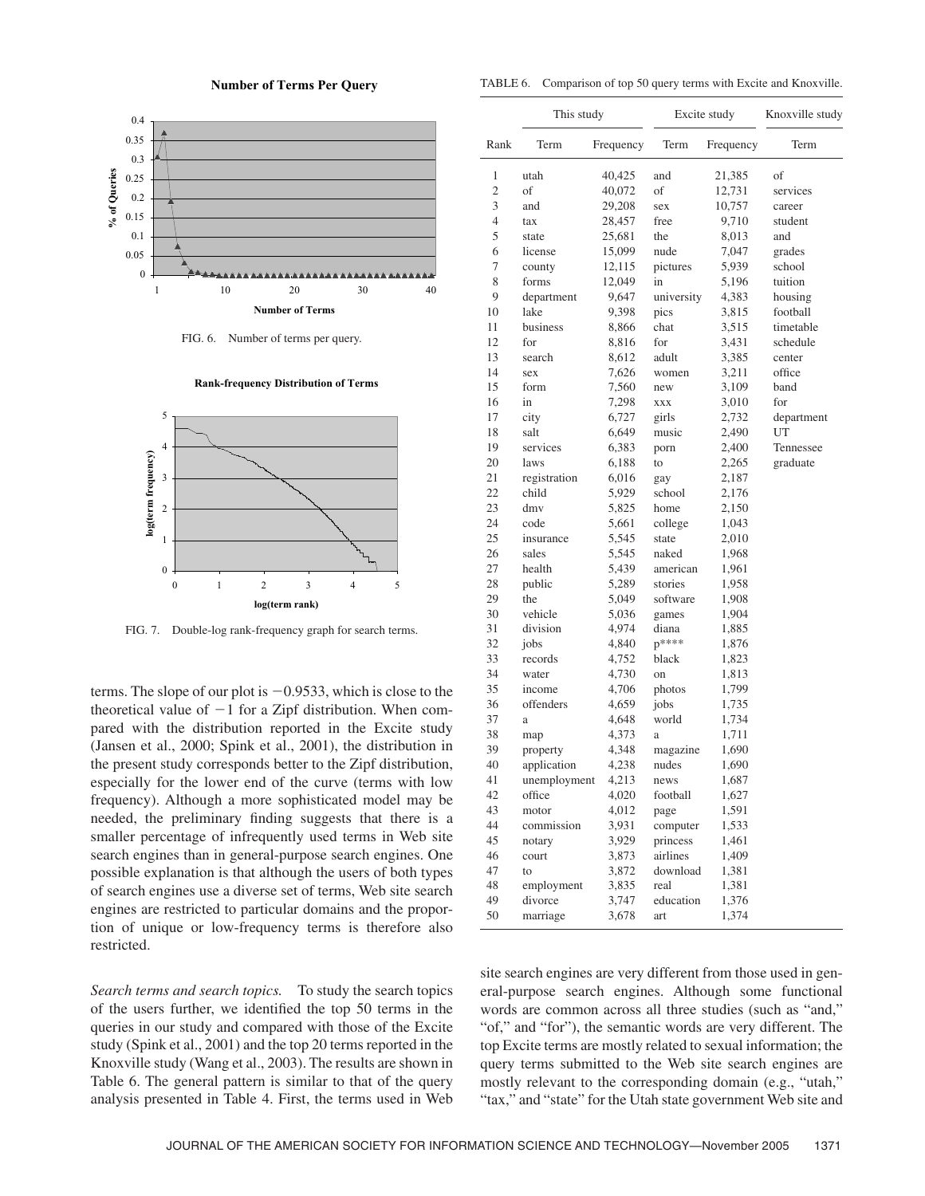FIG. 6. Number of terms per query.

FIG. 7. Double-log rank-frequency graph for search terms.

terms. The slope of our plot is −0.9533, which is close to the theoretical value of −1 for a Zipf distribution. When compared with the distribution reported in the Excite study (Jansen et al., 2000; Spink et al., 2001), the distribution in the present study corresponds better to the Zipf distribution, especially for the lower end of the curve (terms with low frequency). Although a more sophisticated model may be needed, the preliminary finding suggests that there is a smaller percentage of infrequently used terms in Web site search engines than in general-purpose search engines. One possible explanation is that although the users of both types of search engines use a diverse set of terms, Web site search engines are restricted to particular domains and the proportion of unique or low-frequency terms is therefore also restricted.

*Search terms and search topics.* To study the search topics of the users further, we identified the top 50 terms in the queries in our study and compared with those of the Excite study (Spink et al., 2001) and the top 20 terms reported in the Knoxville study (Wang et al., 2003). The results are shown in Table 6. The general pattern is similar to that of the query analysis presented in Table 4. First, the terms used in Web site search engines are very different from those used in general-purpose search engines. Although some functional words are common across all three studies (such as "and," "of," and "for"), the semantic words are very different. The top Excite terms are mostly related to sexual information; the query terms submitted to the Web site search engines are mostly relevant to the corresponding domain (e.g., "utah," "tax," and "state" for the Utah state government Web site and

TABLE 6. Comparison of top 50 query terms with Excite and Knoxville.

| | This study | | Excite study | | Knoxville study |
|---|---|---|---|---|---|
| Rank | Term | Frequency | Term | Frequency | Term |
| 1 | utah | 40,425 | and | 21,385 | of |
| 2 | of | 40,072 | of | 12,731 | services |
| 3 | and | 29,208 | sex | 10,757 | career |
| 4 | tax | 28,457 | free | 9,710 | student |
| 5 | state | 25,681 | the | 8,013 | and |
| 6 | license | 15,099 | nude | 7,047 | grades |
| 7 | county | 12,115 | pictures | 5,939 | school |
| 8 | forms | 12,049 | in | 5,196 | tuition |
| 9 | department | 9,647 | university | 4,383 | housing |
| 10 | lake | 9,398 | pics | 3,815 | football |
| 11 | business | 8,866 | chat | 3,515 | timetable |
| 12 | for | 8,816 | for | 3,431 | schedule |
| 13 | search | 8,612 | adult | 3,385 | center |
| 14 | sex | 7,626 | women | 3,211 | office |
| 15 | form | 7,560 | new | 3,109 | band |
| 16 | in | 7,298 | xxx | 3,010 | for |
| 17 | city | 6,727 | girls | 2,732 | department |
| 18 | salt | 6,649 | music | 2,490 | UT |
| 19 | services | 6,383 | porn | 2,400 | Tennessee |
| 20 | laws | 6,188 | to | 2,265 | graduate |
| 21 | registration | 6,016 | gay | 2,187 | |
| 22 | child | 5,929 | school | 2,176 | |
| 23 | dmv | 5,825 | home | 2,150 | |
| 24 | code | 5,661 | college | 1,043 | |
| 25 | insurance | 5,545 | state | 2,010 | |
| 26 | sales | 5,545 | naked | 1,968 | |
| 27 | health | 5,439 | american | 1,961 | |
| 28 | public | 5,289 | stories | 1,958 | |
| 29 | the | 5,049 | software | 1,908 | |
| 30 | vehicle | 5,036 | games | 1,904 | |
| 31 | division | 4,974 | diana | 1,885 | |
| 32 | jobs | 4,840 | p**** | 1,876 | |
| 33 | records | 4,752 | black | 1,823 | |
| 34 | water | 4,730 | on | 1,813 | |
| 35 | income | 4,706 | photos | 1,799 | |
| 36 | offenders | 4,659 | jobs | 1,735 | |
| 37 | a | 4,648 | world | 1,734 | |
| 38 | map | 4,373 | a | 1,711 | |
| 39 | property | 4,348 | magazine | 1,690 | |
| 40 | application | 4,238 | nudes | 1,690 | |
| 41 | unemployment | 4,213 | news | 1,687 | |
| 42 | office | 4,020 | football | 1,627 | |
| 43 | motor | 4,012 | page | 1,591 | |
| 44 | commission | 3,931 | computer | 1,533 | |
| 45 | notary | 3,929 | princess | 1,461 | |
| 46 | court | 3,873 | airlines | 1,409 | |
| 47 | to | 3,872 | download | 1,381 | |
| 48 | employment | 3,835 | real | 1,381 | |
| 49 | divorce | 3,747 | education | 1,376 | |
| 50 | marriage | 3,678 | art | 1,374 | |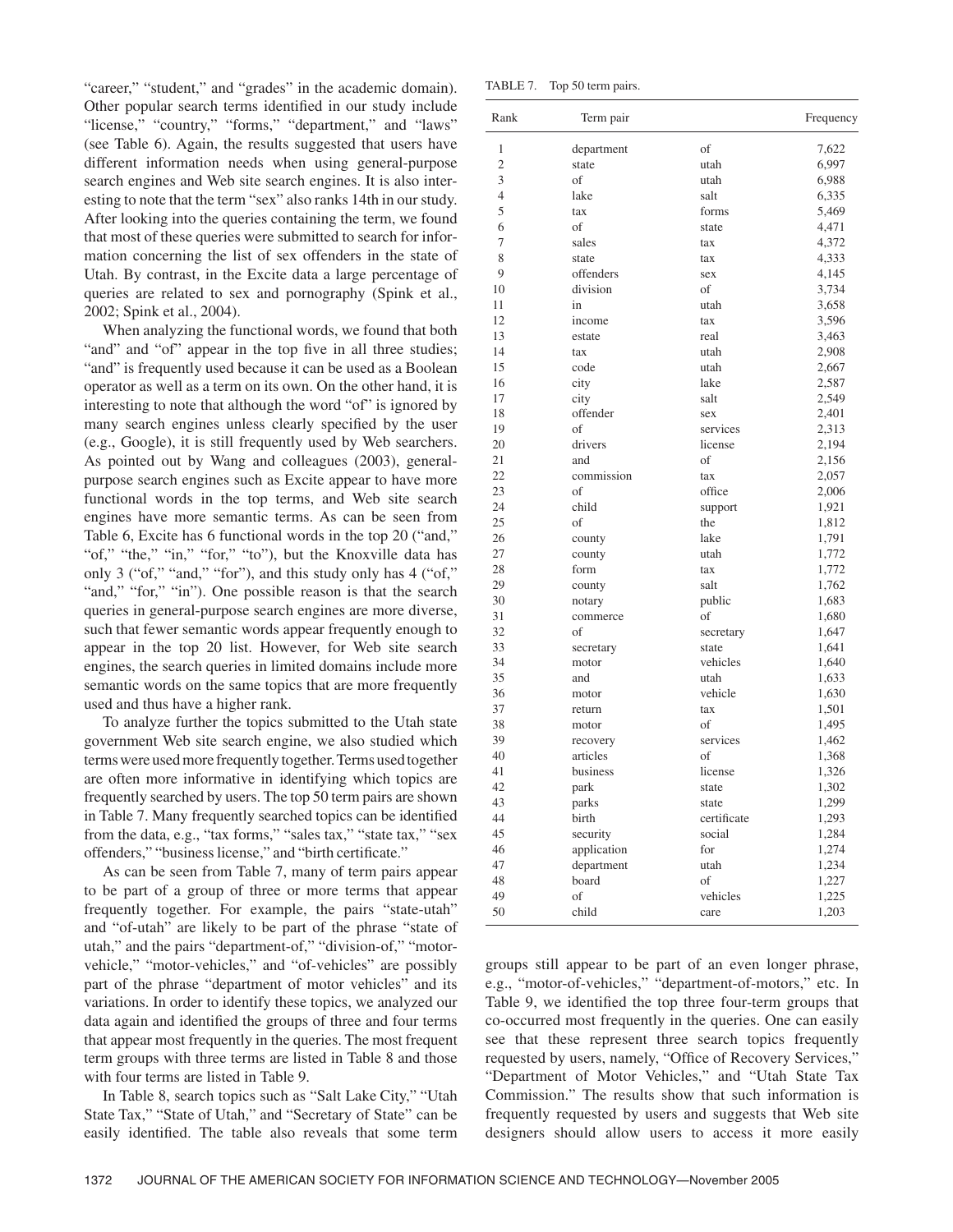"career," "student," and "grades" in the academic domain). Other popular search terms identified in our study include "license," "country," "forms," "department," and "laws" (see Table 6). Again, the results suggested that users have different information needs when using general-purpose search engines and Web site search engines. It is also interesting to note that the term "sex" also ranks 14th in our study. After looking into the queries containing the term, we found that most of these queries were submitted to search for information concerning the list of sex offenders in the state of Utah. By contrast, in the Excite data a large percentage of queries are related to sex and pornography (Spink et al., 2002; Spink et al., 2004).

When analyzing the functional words, we found that both "and" and "of" appear in the top five in all three studies; "and" is frequently used because it can be used as a Boolean operator as well as a term on its own. On the other hand, it is interesting to note that although the word "of" is ignored by many search engines unless clearly specified by the user (e.g., Google), it is still frequently used by Web searchers. As pointed out by Wang and colleagues (2003), general-purpose search engines such as Excite appear to have more functional words in the top terms, and Web site search engines have more semantic terms. As can be seen from Table 6, Excite has 6 functional words in the top 20 ("and," "of," "the," "in," "for," "to"), but the Knoxville data has only 3 ("of," "and," "for"), and this study only has 4 ("of," "and," "for," "in"). One possible reason is that the search queries in general-purpose search engines are more diverse, such that fewer semantic words appear frequently enough to appear in the top 20 list. However, for Web site search engines, the search queries in limited domains include more semantic words on the same topics that are more frequently used and thus have a higher rank.

To analyze further the topics submitted to the Utah state government Web site search engine, we also studied which terms were used more frequently together. Terms used together are often more informative in identifying which topics are frequently searched by users. The top 50 term pairs are shown in Table 7. Many frequently searched topics can be identified from the data, e.g., "tax forms," "sales tax," "state tax," "sex offenders," "business license," and "birth certificate."

As can be seen from Table 7, many of term pairs appear to be part of a group of three or more terms that appear frequently together. For example, the pairs "state-utah" and "of-utah" are likely to be part of the phrase "state of utah," and the pairs "department-of," "division-of," "motor-vehicle," "motor-vehicles," and "of-vehicles" are possibly part of the phrase "department of motor vehicles" and its variations. In order to identify these topics, we analyzed our data again and identified the groups of three and four terms that appear most frequently in the queries. The most frequent term groups with three terms are listed in Table 8 and those with four terms are listed in Table 9.

In Table 8, search topics such as "Salt Lake City," "Utah State Tax," "State of Utah," and "Secretary of State" can be easily identified. The table also reveals that some term groups still appear to be part of an even longer phrase, e.g., "motor-of-vehicles," "department-of-motors," etc. In Table 9, we identified the top three four-term groups that co-occurred most frequently in the queries. One can easily see that these represent three search topics frequently requested by users, namely, "Office of Recovery Services," "Department of Motor Vehicles," and "Utah State Tax Commission." The results show that such information is frequently requested by users and suggests that Web site designers should allow users to access it more easily

TABLE 7. Top 50 term pairs.

| Rank | Term pair | | Frequency |
|---|---|---|---|
| 1 | department | of | 7,622 |
| 2 | state | utah | 6,997 |
| 3 | of | utah | 6,988 |
| 4 | lake | salt | 6,335 |
| 5 | tax | forms | 5,469 |
| 6 | of | state | 4,471 |
| 7 | sales | tax | 4,372 |
| 8 | state | tax | 4,333 |
| 9 | offenders | sex | 4,145 |
| 10 | division | of | 3,734 |
| 11 | in | utah | 3,658 |
| 12 | income | tax | 3,596 |
| 13 | estate | real | 3,463 |
| 14 | tax | utah | 2,908 |
| 15 | code | utah | 2,667 |
| 16 | city | lake | 2,587 |
| 17 | city | salt | 2,549 |
| 18 | offender | sex | 2,401 |
| 19 | of | services | 2,313 |
| 20 | drivers | license | 2,194 |
| 21 | and | of | 2,156 |
| 22 | commission | tax | 2,057 |
| 23 | of | office | 2,006 |
| 24 | child | support | 1,921 |
| 25 | of | the | 1,812 |
| 26 | county | lake | 1,791 |
| 27 | county | utah | 1,772 |
| 28 | form | tax | 1,772 |
| 29 | county | salt | 1,762 |
| 30 | notary | public | 1,683 |
| 31 | commerce | of | 1,680 |
| 32 | of | secretary | 1,647 |
| 33 | secretary | state | 1,641 |
| 34 | motor | vehicles | 1,640 |
| 35 | and | utah | 1,633 |
| 36 | motor | vehicle | 1,630 |
| 37 | return | tax | 1,501 |
| 38 | motor | of | 1,495 |
| 39 | recovery | services | 1,462 |
| 40 | articles | of | 1,368 |
| 41 | business | license | 1,326 |
| 42 | park | state | 1,302 |
| 43 | parks | state | 1,299 |
| 44 | birth | certificate | 1,293 |
| 45 | security | social | 1,284 |
| 46 | application | for | 1,274 |
| 47 | department | utah | 1,234 |
| 48 | board | of | 1,227 |
| 49 | of | vehicles | 1,225 |
| 50 | child | care | 1,203 |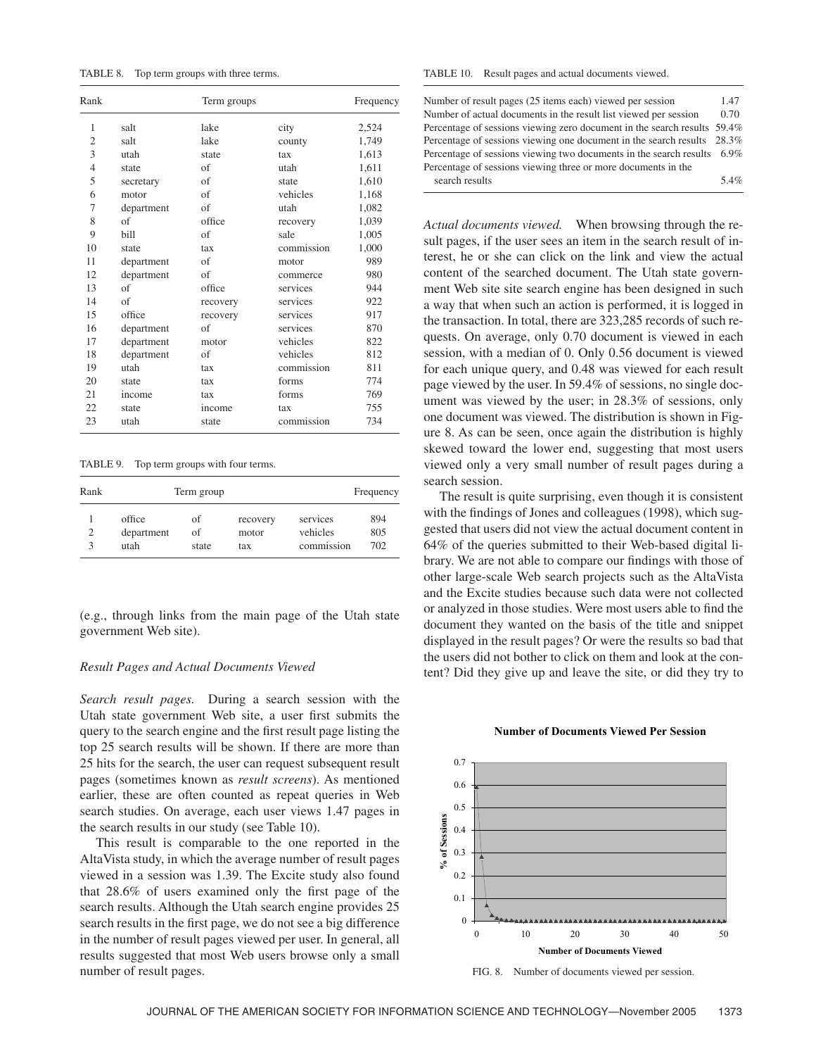TABLE 8. Top term groups with three terms.

| Rank | Term groups | | | Frequency |
|---|---|---|---|---|
| 1 | salt | lake | city | 2,524 |
| 2 | salt | lake | county | 1,749 |
| 3 | utah | state | tax | 1,613 |
| 4 | state | of | utah | 1,611 |
| 5 | secretary | of | state | 1,610 |
| 6 | motor | of | vehicles | 1,168 |
| 7 | department | of | utah | 1,082 |
| 8 | of | office | recovery | 1,039 |
| 9 | bill | of | sale | 1,005 |
| 10 | state | tax | commission | 1,000 |
| 11 | department | of | motor | 989 |
| 12 | department | of | commerce | 980 |
| 13 | of | office | services | 944 |
| 14 | of | recovery | services | 922 |
| 15 | office | recovery | services | 917 |
| 16 | department | of | services | 870 |
| 17 | department | motor | vehicles | 822 |
| 18 | department | of | vehicles | 812 |
| 19 | utah | tax | commission | 811 |
| 20 | state | tax | forms | 774 |
| 21 | income | tax | forms | 769 |
| 22 | state | income | tax | 755 |
| 23 | utah | state | commission | 734 |

TABLE 9. Top term groups with four terms.

| Rank | Term group | | | | Frequency |
|---|---|---|---|---|---|
| 1 | office | of | recovery | services | 894 |
| 2 | department | of | motor | vehicles | 805 |
| 3 | utah | state | tax | commission | 702 |

(e.g., through links from the main page of the Utah state government Web site).

### Result Pages and Actual Documents Viewed

*Search result pages.* During a search session with the Utah state government Web site, a user first submits the query to the search engine and the first result page listing the top 25 search results will be shown. If there are more than 25 hits for the search, the user can request subsequent result pages (sometimes known as *result screens*). As mentioned earlier, these are often counted as repeat queries in Web search studies. On average, each user views 1.47 pages in the search results in our study (see Table 10).

This result is comparable to the one reported in the AltaVista study, in which the average number of result pages viewed in a session was 1.39. The Excite study also found that 28.6% of users examined only the first page of the search results. Although the Utah search engine provides 25 search results in the first page, we do not see a big difference in the number of result pages viewed per user. In general, all results suggested that most Web users browse only a small number of result pages.

TABLE 10. Result pages and actual documents viewed.

| | |
|---|---|
| Number of result pages (25 items each) viewed per session | 1.47 |
| Number of actual documents in the result list viewed per session | 0.70 |
| Percentage of sessions viewing zero document in the search results | 59.4% |
| Percentage of sessions viewing one document in the search results | 28.3% |
| Percentage of sessions viewing two documents in the search results | 6.9% |
| Percentage of sessions viewing three or more documents in the search results | 5.4% |

*Actual documents viewed.* When browsing through the result pages, if the user sees an item in the search result of interest, he or she can click on the link and view the actual content of the searched document. The Utah state government Web site site search engine has been designed in such a way that when such an action is performed, it is logged in the transaction. In total, there are 323,285 records of such requests. On average, only 0.70 document is viewed in each session, with a median of 0. Only 0.56 document is viewed for each unique query, and 0.48 was viewed for each result page viewed by the user. In 59.4% of sessions, no single document was viewed by the user; in 28.3% of sessions, only one document was viewed. The distribution is shown in Figure 8. As can be seen, once again the distribution is highly skewed toward the lower end, suggesting that most users viewed only a very small number of result pages during a search session.

The result is quite surprising, even though it is consistent with the findings of Jones and colleagues (1998), which suggested that users did not view the actual document content in 64% of the queries submitted to their Web-based digital library. We are not able to compare our findings with those of other large-scale Web search projects such as the AltaVista and the Excite studies because such data were not collected or analyzed in those studies. Were most users able to find the document they wanted on the basis of the title and snippet displayed in the result pages? Or were the results so bad that the users did not bother to click on them and look at the content? Did they give up and leave the site, or did they try to

FIG. 8. Number of documents viewed per session.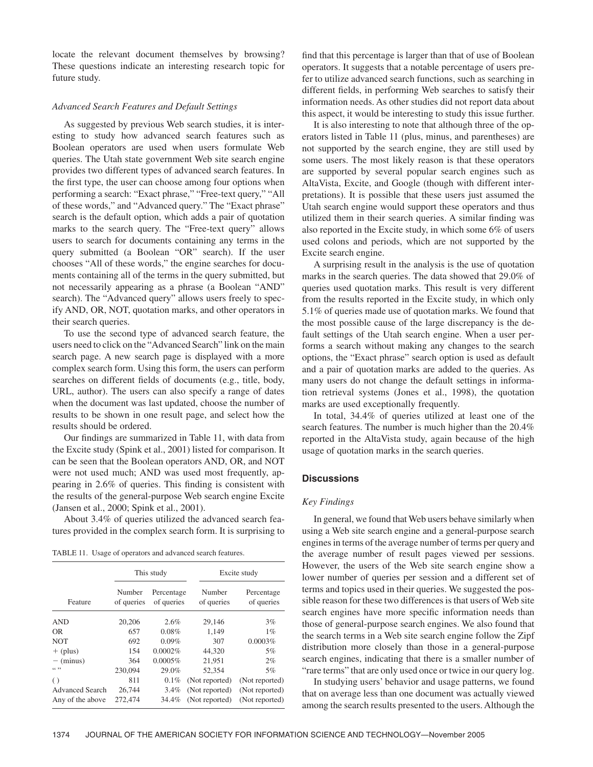locate the relevant document themselves by browsing? These questions indicate an interesting research topic for future study.

### *Advanced Search Features and Default Settings*

As suggested by previous Web search studies, it is interesting to study how advanced search features such as Boolean operators are used when users formulate Web queries. The Utah state government Web site search engine provides two different types of advanced search features. In the first type, the user can choose among four options when performing a search: "Exact phrase," "Free-text query," "All of these words," and "Advanced query." The "Exact phrase" search is the default option, which adds a pair of quotation marks to the search query. The "Free-text query" allows users to search for documents containing any terms in the query submitted (a Boolean "OR" search). If the user chooses "All of these words," the engine searches for documents containing all of the terms in the query submitted, but not necessarily appearing as a phrase (a Boolean "AND" search). The "Advanced query" allows users freely to specify AND, OR, NOT, quotation marks, and other operators in their search queries.

To use the second type of advanced search feature, the users need to click on the "Advanced Search" link on the main search page. A new search page is displayed with a more complex search form. Using this form, the users can perform searches on different fields of documents (e.g., title, body, URL, author). The users can also specify a range of dates when the document was last updated, choose the number of results to be shown in one result page, and select how the results should be ordered.

Our findings are summarized in Table 11, with data from the Excite study (Spink et al., 2001) listed for comparison. It can be seen that the Boolean operators AND, OR, and NOT were not used much; AND was used most frequently, appearing in 2.6% of queries. This finding is consistent with the results of the general-purpose Web search engine Excite (Jansen et al., 2000; Spink et al., 2001).

About 3.4% of queries utilized the advanced search features provided in the complex search form. It is surprising to find that this percentage is larger than that of use of Boolean operators. It suggests that a notable percentage of users prefer to utilize advanced search functions, such as searching in different fields, in performing Web searches to satisfy their information needs. As other studies did not report data about this aspect, it would be interesting to study this issue further.

TABLE 11. Usage of operators and advanced search features.

| | This study | | Excite study | |
|---|---|---|---|---|
| Feature | Number of queries | Percentage of queries | Number of queries | Percentage of queries |
| AND | 20,206 | 2.6% | 29,146 | 3% |
| OR | 657 | 0.08% | 1,149 | 1% |
| NOT | 692 | 0.09% | 307 | 0.0003% |
| + (plus) | 154 | 0.0002% | 44,320 | 5% |
| − (minus) | 364 | 0.0005% | 21,951 | 2% |
| " " | 230,094 | 29.0% | 52,354 | 5% |
| ( ) | 811 | 0.1% | (Not reported) | (Not reported) |
| Advanced Search | 26,744 | 3.4% | (Not reported) | (Not reported) |
| Any of the above | 272,474 | 34.4% | (Not reported) | (Not reported) |

It is also interesting to note that although three of the operators listed in Table 11 (plus, minus, and parentheses) are not supported by the search engine, they are still used by some users. The most likely reason is that these operators are supported by several popular search engines such as AltaVista, Excite, and Google (though with different interpretations). It is possible that these users just assumed the Utah search engine would support these operators and thus utilized them in their search queries. A similar finding was also reported in the Excite study, in which some 6% of users used colons and periods, which are not supported by the Excite search engine.

A surprising result in the analysis is the use of quotation marks in the search queries. The data showed that 29.0% of queries used quotation marks. This result is very different from the results reported in the Excite study, in which only 5.1% of queries made use of quotation marks. We found that the most possible cause of the large discrepancy is the default settings of the Utah search engine. When a user performs a search without making any changes to the search options, the "Exact phrase" search option is used as default and a pair of quotation marks are added to the queries. As many users do not change the default settings in information retrieval systems (Jones et al., 1998), the quotation marks are used exceptionally frequently.

In total, 34.4% of queries utilized at least one of the search features. The number is much higher than the 20.4% reported in the AltaVista study, again because of the high usage of quotation marks in the search queries.

## Discussions

### *Key Findings*

In general, we found that Web users behave similarly when using a Web site search engine and a general-purpose search engines in terms of the average number of terms per query and the average number of result pages viewed per sessions. However, the users of the Web site search engine show a lower number of queries per session and a different set of terms and topics used in their queries. We suggested the possible reason for these two differences is that users of Web site search engines have more specific information needs than those of general-purpose search engines. We also found that the search terms in a Web site search engine follow the Zipf distribution more closely than those in a general-purpose search engines, indicating that there is a smaller number of "rare terms" that are only used once or twice in our query log.

In studying users' behavior and usage patterns, we found that on average less than one document was actually viewed among the search results presented to the users. Although the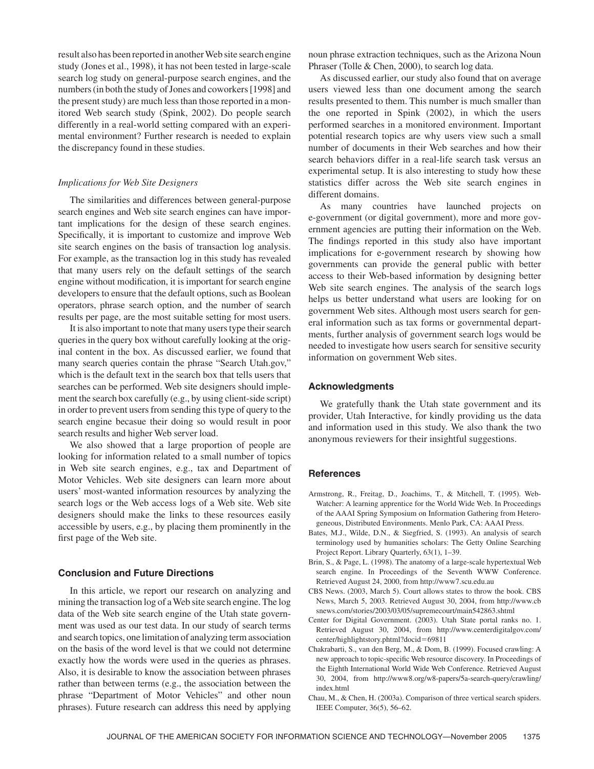result also has been reported in another Web site search engine study (Jones et al., 1998), it has not been tested in large-scale search log study on general-purpose search engines, and the numbers (in both the study of Jones and coworkers [1998] and the present study) are much less than those reported in a monitored Web search study (Spink, 2002). Do people search differently in a real-world setting compared with an experimental environment? Further research is needed to explain the discrepancy found in these studies.

### *Implications for Web Site Designers*

The similarities and differences between general-purpose search engines and Web site search engines can have important implications for the design of these search engines. Specifically, it is important to customize and improve Web site search engines on the basis of transaction log analysis. For example, as the transaction log in this study has revealed that many users rely on the default settings of the search engine without modification, it is important for search engine developers to ensure that the default options, such as Boolean operators, phrase search option, and the number of search results per page, are the most suitable setting for most users.

It is also important to note that many users type their search queries in the query box without carefully looking at the original content in the box. As discussed earlier, we found that many search queries contain the phrase "Search Utah.gov," which is the default text in the search box that tells users that searches can be performed. Web site designers should implement the search box carefully (e.g., by using client-side script) in order to prevent users from sending this type of query to the search engine becasue their doing so would result in poor search results and higher Web server load.

We also showed that a large proportion of people are looking for information related to a small number of topics in Web site search engines, e.g., tax and Department of Motor Vehicles. Web site designers can learn more about users' most-wanted information resources by analyzing the search logs or the Web access logs of a Web site. Web site designers should make the links to these resources easily accessible by users, e.g., by placing them prominently in the first page of the Web site.

## Conclusion and Future Directions

In this article, we report our research on analyzing and mining the transaction log of a Web site search engine. The log data of the Web site search engine of the Utah state government was used as our test data. In our study of search terms and search topics, one limitation of analyzing term association on the basis of the word level is that we could not determine exactly how the words were used in the queries as phrases. Also, it is desirable to know the association between phrases rather than between terms (e.g., the association between the phrase "Department of Motor Vehicles" and other noun phrases). Future research can address this need by applying noun phrase extraction techniques, such as the Arizona Noun Phraser (Tolle & Chen, 2000), to search log data.

As discussed earlier, our study also found that on average users viewed less than one document among the search results presented to them. This number is much smaller than the one reported in Spink (2002), in which the users performed searches in a monitored environment. Important potential research topics are why users view such a small number of documents in their Web searches and how their search behaviors differ in a real-life search task versus an experimental setup. It is also interesting to study how these statistics differ across the Web site search engines in different domains.

As many countries have launched projects on e-government (or digital government), more and more government agencies are putting their information on the Web. The findings reported in this study also have important implications for e-government research by showing how governments can provide the general public with better access to their Web-based information by designing better Web site search engines. The analysis of the search logs helps us better understand what users are looking for on government Web sites. Although most users search for general information such as tax forms or governmental departments, further analysis of government search logs would be needed to investigate how users search for sensitive security information on government Web sites.

## Acknowledgments

We gratefully thank the Utah state government and its provider, Utah Interactive, for kindly providing us the data and information used in this study. We also thank the two anonymous reviewers for their insightful suggestions.

## References

Armstrong, R., Freitag, D., Joachims, T., & Mitchell, T. (1995). WebWatcher: A learning apprentice for the World Wide Web. In Proceedings of the AAAI Spring Symposium on Information Gathering from Heterogeneous, Distributed Environments. Menlo Park, CA: AAAI Press.

Bates, M.J., Wilde, D.N., & Siegfried, S. (1993). An analysis of search terminology used by humanities scholars: The Getty Online Searching Project Report. Library Quarterly, 63(1), 1–39.

Brin, S., & Page, L. (1998). The anatomy of a large-scale hypertextual Web search engine. In Proceedings of the Seventh WWW Conference. Retrieved August 24, 2000, from http://www7.scu.edu.au

CBS News. (2003, March 5). Court allows states to throw the book. CBS News, March 5, 2003. Retrieved August 30, 2004, from http://www.cbsnews.com/stories/2003/03/05/supremecourt/main542863.shtml

Center for Digital Government. (2003). Utah State portal ranks no. 1. Retrieved August 30, 2004, from http://www.centerdigitalgov.com/center/highlightstory.phtml?docid=69811

Chakrabarti, S., van den Berg, M., & Dom, B. (1999). Focused crawling: A new approach to topic-specific Web resource discovery. In Proceedings of the Eighth International World Wide Web Conference. Retrieved August 30, 2004, from http://www8.org/w8-papers/5a-search-query/crawling/index.html

Chau, M., & Chen, H. (2003a). Comparison of three vertical search spiders. IEEE Computer, 36(5), 56–62.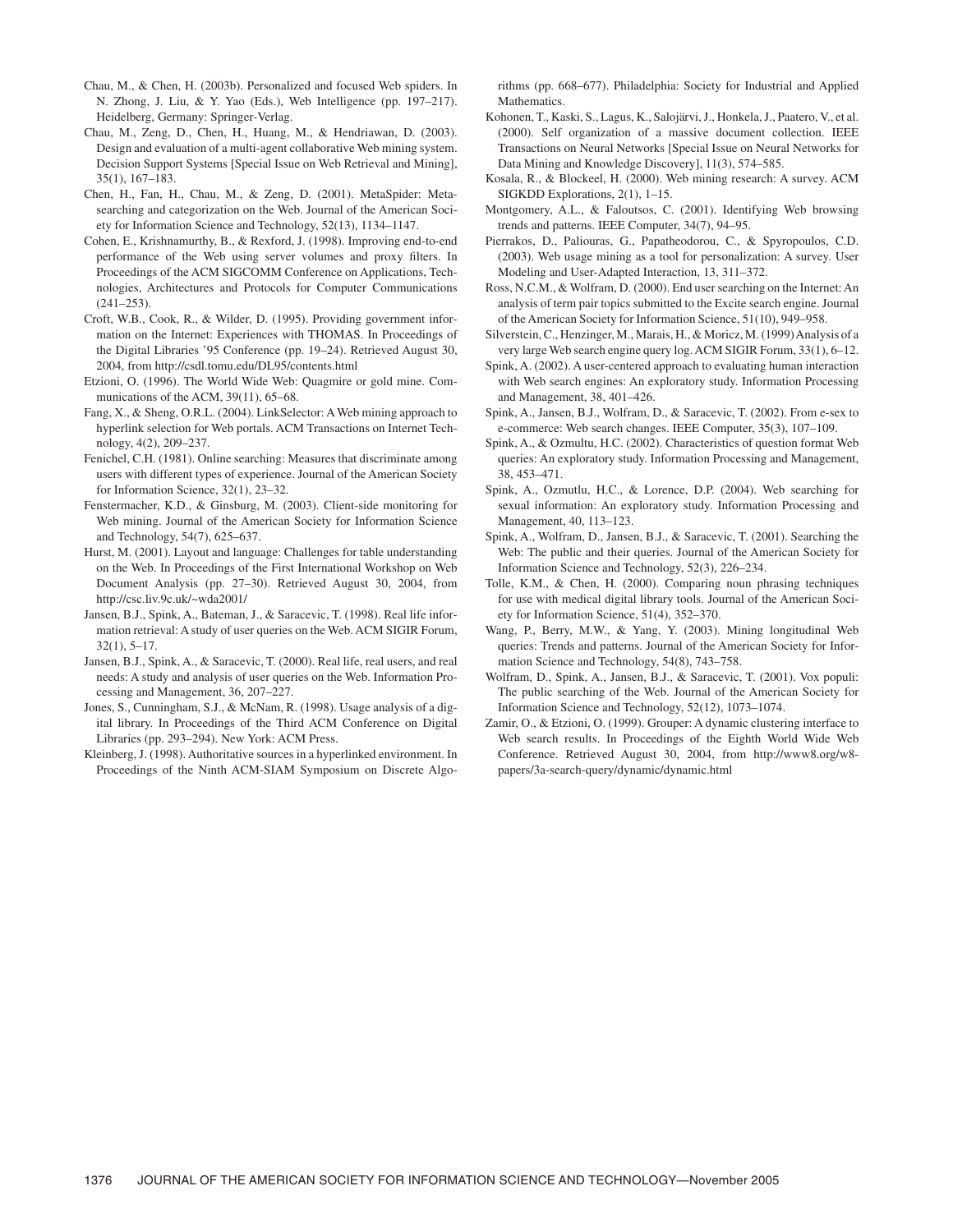Chau, M., & Chen, H. (2003b). Personalized and focused Web spiders. In N. Zhong, J. Liu, & Y. Yao (Eds.), Web Intelligence (pp. 197–217). Heidelberg, Germany: Springer-Verlag.

Chau, M., Zeng, D., Chen, H., Huang, M., & Hendriawan, D. (2003). Design and evaluation of a multi-agent collaborative Web mining system. Decision Support Systems [Special Issue on Web Retrieval and Mining], 35(1), 167–183.

Chen, H., Fan, H., Chau, M., & Zeng, D. (2001). MetaSpider: Meta-searching and categorization on the Web. Journal of the American Society for Information Science and Technology, 52(13), 1134–1147.

Cohen, E., Krishnamurthy, B., & Rexford, J. (1998). Improving end-to-end performance of the Web using server volumes and proxy filters. In Proceedings of the ACM SIGCOMM Conference on Applications, Technologies, Architectures and Protocols for Computer Communications (241–253).

Croft, W.B., Cook, R., & Wilder, D. (1995). Providing government information on the Internet: Experiences with THOMAS. In Proceedings of the Digital Libraries '95 Conference (pp. 19–24). Retrieved August 30, 2004, from http://csdl.tomu.edu/DL95/contents.html

Etzioni, O. (1996). The World Wide Web: Quagmire or gold mine. Communications of the ACM, 39(11), 65–68.

Fang, X., & Sheng, O.R.L. (2004). LinkSelector: A Web mining approach to hyperlink selection for Web portals. ACM Transactions on Internet Technology, 4(2), 209–237.

Fenichel, C.H. (1981). Online searching: Measures that discriminate among users with different types of experience. Journal of the American Society for Information Science, 32(1), 23–32.

Fenstermacher, K.D., & Ginsburg, M. (2003). Client-side monitoring for Web mining. Journal of the American Society for Information Science and Technology, 54(7), 625–637.

Hurst, M. (2001). Layout and language: Challenges for table understanding on the Web. In Proceedings of the First International Workshop on Web Document Analysis (pp. 27–30). Retrieved August 30, 2004, from http://csc.liv.9c.uk/~wda2001/

Jansen, B.J., Spink, A., Bateman, J., & Saracevic, T. (1998). Real life information retrieval: A study of user queries on the Web. ACM SIGIR Forum, 32(1), 5–17.

Jansen, B.J., Spink, A., & Saracevic, T. (2000). Real life, real users, and real needs: A study and analysis of user queries on the Web. Information Processing and Management, 36, 207–227.

Jones, S., Cunningham, S.J., & McNam, R. (1998). Usage analysis of a digital library. In Proceedings of the Third ACM Conference on Digital Libraries (pp. 293–294). New York: ACM Press.

Kleinberg, J. (1998). Authoritative sources in a hyperlinked environment. In Proceedings of the Ninth ACM-SIAM Symposium on Discrete Algorithms (pp. 668–677). Philadelphia: Society for Industrial and Applied Mathematics.

Kohonen, T., Kaski, S., Lagus, K., Salojärvi, J., Honkela, J., Paatero, V., et al. (2000). Self organization of a massive document collection. IEEE Transactions on Neural Networks [Special Issue on Neural Networks for Data Mining and Knowledge Discovery], 11(3), 574–585.

Kosala, R., & Blockeel, H. (2000). Web mining research: A survey. ACM SIGKDD Explorations, 2(1), 1–15.

Montgomery, A.L., & Faloutsos, C. (2001). Identifying Web browsing trends and patterns. IEEE Computer, 34(7), 94–95.

Pierrakos, D., Paliouras, G., Papatheodorou, C., & Spyropoulos, C.D. (2003). Web usage mining as a tool for personalization: A survey. User Modeling and User-Adapted Interaction, 13, 311–372.

Ross, N.C.M., & Wolfram, D. (2000). End user searching on the Internet: An analysis of term pair topics submitted to the Excite search engine. Journal of the American Society for Information Science, 51(10), 949–958.

Silverstein, C., Henzinger, M., Marais, H., & Moricz, M. (1999) Analysis of a very large Web search engine query log. ACM SIGIR Forum, 33(1), 6–12.

Spink, A. (2002). A user-centered approach to evaluating human interaction with Web search engines: An exploratory study. Information Processing and Management, 38, 401–426.

Spink, A., Jansen, B.J., Wolfram, D., & Saracevic, T. (2002). From e-sex to e-commerce: Web search changes. IEEE Computer, 35(3), 107–109.

Spink, A., & Ozmultu, H.C. (2002). Characteristics of question format Web queries: An exploratory study. Information Processing and Management, 38, 453–471.

Spink, A., Ozmutlu, H.C., & Lorence, D.P. (2004). Web searching for sexual information: An exploratory study. Information Processing and Management, 40, 113–123.

Spink, A., Wolfram, D., Jansen, B.J., & Saracevic, T. (2001). Searching the Web: The public and their queries. Journal of the American Society for Information Science and Technology, 52(3), 226–234.

Tolle, K.M., & Chen, H. (2000). Comparing noun phrasing techniques for use with medical digital library tools. Journal of the American Society for Information Science, 51(4), 352–370.

Wang, P., Berry, M.W., & Yang, Y. (2003). Mining longitudinal Web queries: Trends and patterns. Journal of the American Society for Information Science and Technology, 54(8), 743–758.

Wolfram, D., Spink, A., Jansen, B.J., & Saracevic, T. (2001). Vox populi: The public searching of the Web. Journal of the American Society for Information Science and Technology, 52(12), 1073–1074.

Zamir, O., & Etzioni, O. (1999). Grouper: A dynamic clustering interface to Web search results. In Proceedings of the Eighth World Wide Web Conference. Retrieved August 30, 2004, from http://www8.org/w8-papers/3a-search-query/dynamic/dynamic.html